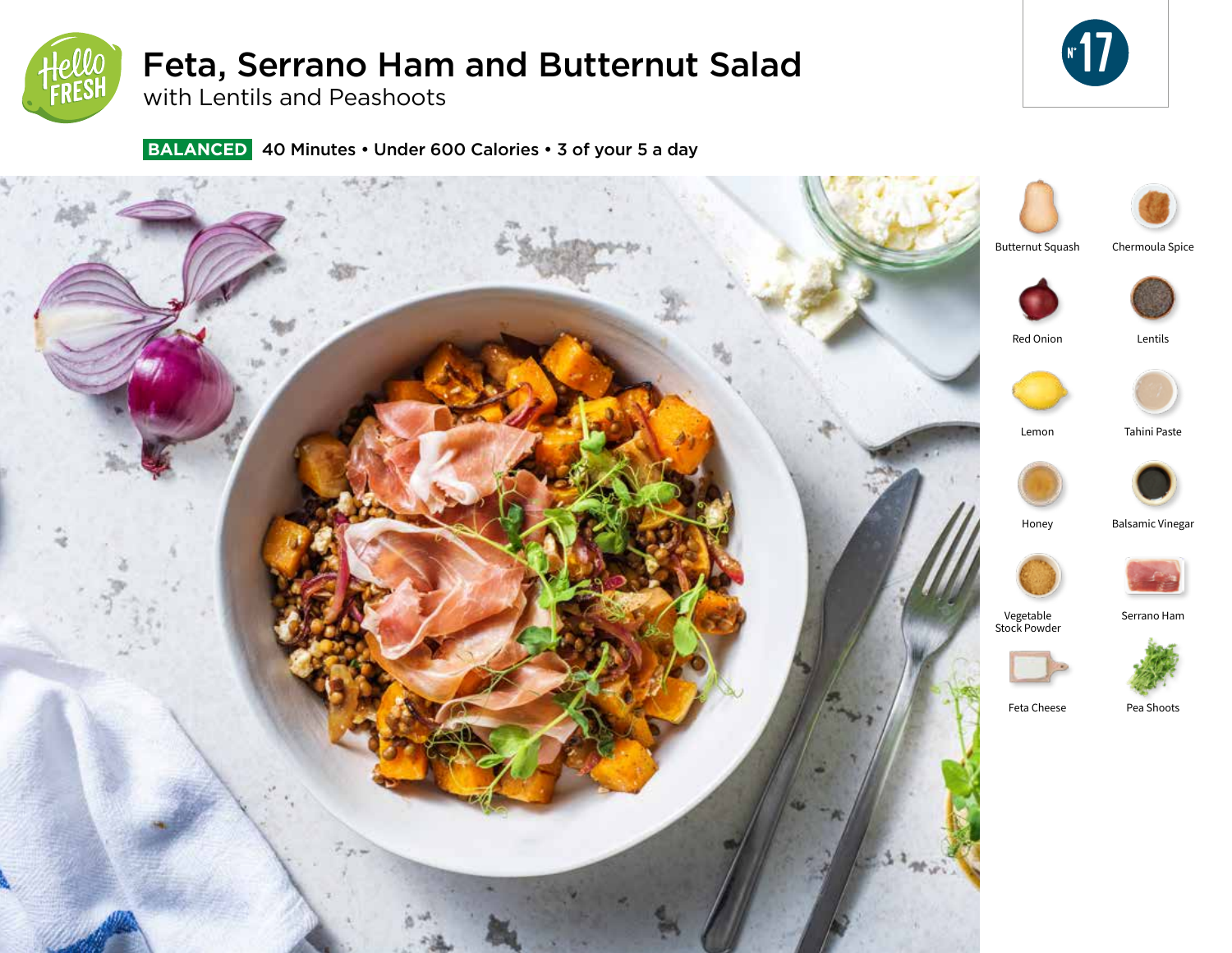# Feta, Serrano Ham and Butternut Salad

## with Lentils and Peashoots

**BALANCED** 40 Minutes • Under 600 Calories • 3 of your 5 a day

N° 17

- Butternut Squash
- Chermoula Spice
- Red Onion
- Lentils
- Lemon
- Tahini Paste
- Honey
- Balsamic Vinegar
- Vegetable Stock Powder
- Serrano Ham
- Feta Cheese
- Pea Shoots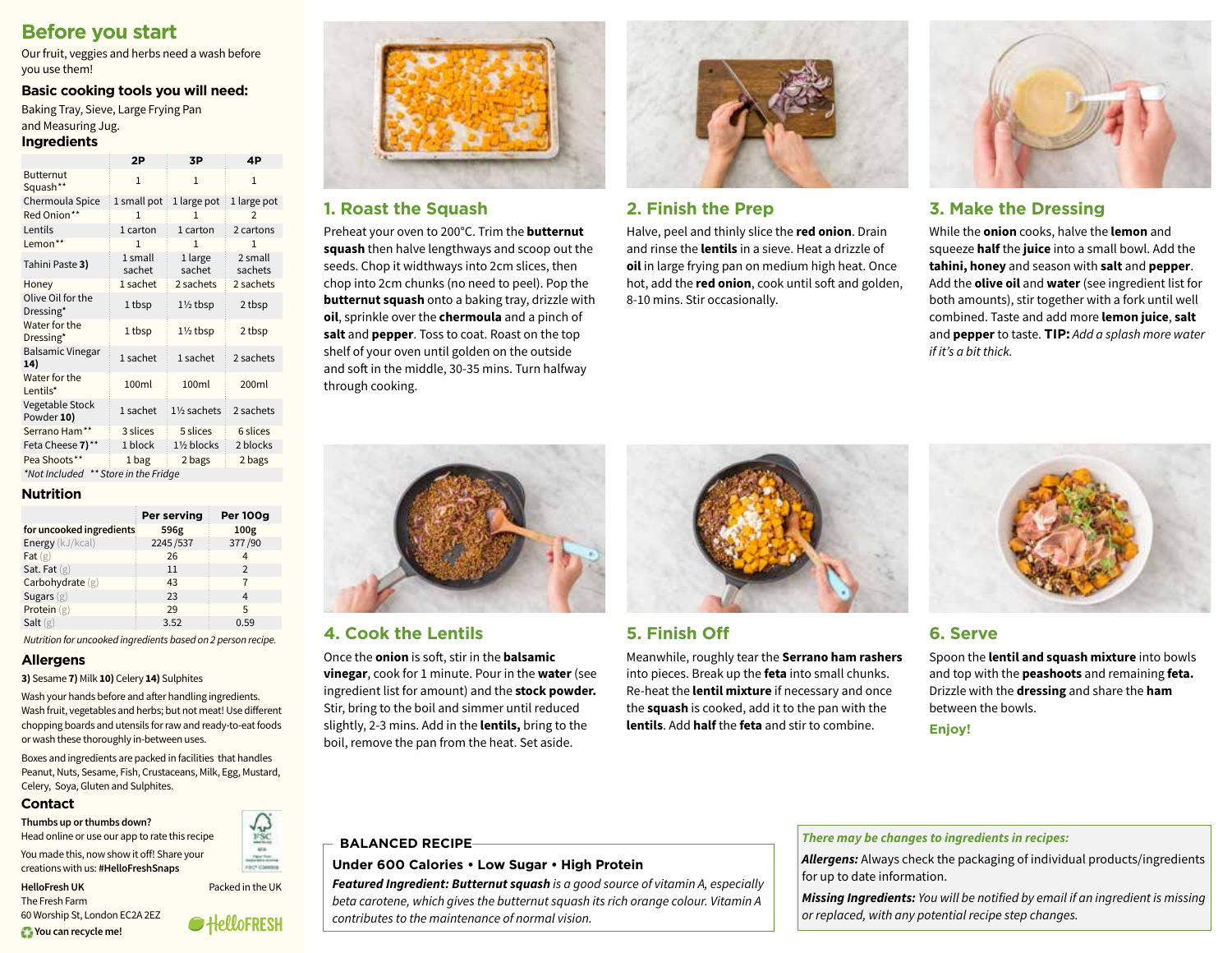## Before you start

Our fruit, veggies and herbs need a wash before you use them!

### Basic cooking tools you will need:

Baking Tray, Sieve, Large Frying Pan and Measuring Jug.

### Ingredients

| | 2P | 3P | 4P |
|---|---|---|---|
| Butternut Squash** | 1 | 1 | 1 |
| Chermoula Spice | 1 small pot | 1 large pot | 1 large pot |
| Red Onion** | 1 | 1 | 2 |
| Lentils | 1 carton | 1 carton | 2 cartons |
| Lemon** | 1 | 1 | 1 |
| Tahini Paste **3)** | 1 small sachet | 1 large sachet | 2 small sachets |
| Honey | 1 sachet | 2 sachets | 2 sachets |
| Olive Oil for the Dressing* | 1 tbsp | 1½ tbsp | 2 tbsp |
| Water for the Dressing* | 1 tbsp | 1½ tbsp | 2 tbsp |
| Balsamic Vinegar **14)** | 1 sachet | 1 sachet | 2 sachets |
| Water for the Lentils* | 100ml | 100ml | 200ml |
| Vegetable Stock Powder **10)** | 1 sachet | 1½ sachets | 2 sachets |
| Serrano Ham** | 3 slices | 5 slices | 6 slices |
| Feta Cheese **7)**** | 1 block | 1½ blocks | 2 blocks |
| Pea Shoots** | 1 bag | 2 bags | 2 bags |

*\*Not Included \*\* Store in the Fridge*

### Nutrition

| | Per serving | Per 100g |
|---|---|---|
| for uncooked ingredients | 596g | 100g |
| Energy (kJ/kcal) | 2245 /537 | 377 /90 |
| Fat (g) | 26 | 4 |
| Sat. Fat (g) | 11 | 2 |
| Carbohydrate (g) | 43 | 7 |
| Sugars (g) | 23 | 4 |
| Protein (g) | 29 | 5 |
| Salt (g) | 3.52 | 0.59 |

*Nutrition for uncooked ingredients based on 2 person recipe.*

### Allergens

**3)** Sesame **7)** Milk **10)** Celery **14)** Sulphites

Wash your hands before and after handling ingredients. Wash fruit, vegetables and herbs; but not meat! Use different chopping boards and utensils for raw and ready-to-eat foods or wash these thoroughly in-between uses.

Boxes and ingredients are packed in facilities that handles Peanut, Nuts, Sesame, Fish, Crustaceans, Milk, Egg, Mustard, Celery, Soya, Gluten and Sulphites.

### Contact

**Thumbs up or thumbs down?**
Head online or use our app to rate this recipe

You made this, now show it off! Share your creations with us: **#HelloFreshSnaps**

**HelloFresh UK**
The Fresh Farm
60 Worship St, London EC2A 2EZ

Packed in the UK

**You can recycle me!**

## 1. Roast the Squash

Preheat your oven to 200°C. Trim the **butternut squash** then halve lengthways and scoop out the seeds. Chop it widthways into 2cm slices, then chop into 2cm chunks (no need to peel). Pop the **butternut squash** onto a baking tray, drizzle with **oil**, sprinkle over the **chermoula** and a pinch of **salt** and **pepper**. Toss to coat. Roast on the top shelf of your oven until golden on the outside and soft in the middle, 30-35 mins. Turn halfway through cooking.

## 2. Finish the Prep

Halve, peel and thinly slice the **red onion**. Drain and rinse the **lentils** in a sieve. Heat a drizzle of **oil** in large frying pan on medium high heat. Once hot, add the **red onion**, cook until soft and golden, 8-10 mins. Stir occasionally.

## 3. Make the Dressing

While the **onion** cooks, halve the **lemon** and squeeze **half** the **juice** into a small bowl. Add the **tahini, honey** and season with **salt** and **pepper**. Add the **olive oil** and **water** (see ingredient list for both amounts), stir together with a fork until well combined. Taste and add more **lemon juice**, **salt** and **pepper** to taste. **TIP:** *Add a splash more water if it's a bit thick.*

## 4. Cook the Lentils

Once the **onion** is soft, stir in the **balsamic vinegar**, cook for 1 minute. Pour in the **water** (see ingredient list for amount) and the **stock powder.** Stir, bring to the boil and simmer until reduced slightly, 2-3 mins. Add in the **lentils,** bring to the boil, remove the pan from the heat. Set aside.

## 5. Finish Off

Meanwhile, roughly tear the **Serrano ham rashers** into pieces. Break up the **feta** into small chunks. Re-heat the **lentil mixture** if necessary and once the **squash** is cooked, add it to the pan with the **lentils**. Add **half** the **feta** and stir to combine.

## 6. Serve

Spoon the **lentil and squash mixture** into bowls and top with the **peashoots** and remaining **feta.** Drizzle with the **dressing** and share the **ham** between the bowls.

**Enjoy!**

### BALANCED RECIPE

**Under 600 Calories • Low Sugar • High Protein**

***Featured Ingredient: Butternut squash*** *is a good source of vitamin A, especially beta carotene, which gives the butternut squash its rich orange colour. Vitamin A contributes to the maintenance of normal vision.*

***There may be changes to ingredients in recipes:***

***Allergens:*** Always check the packaging of individual products/ingredients for up to date information.

***Missing Ingredients:*** *You will be notified by email if an ingredient is missing or replaced, with any potential recipe step changes.*